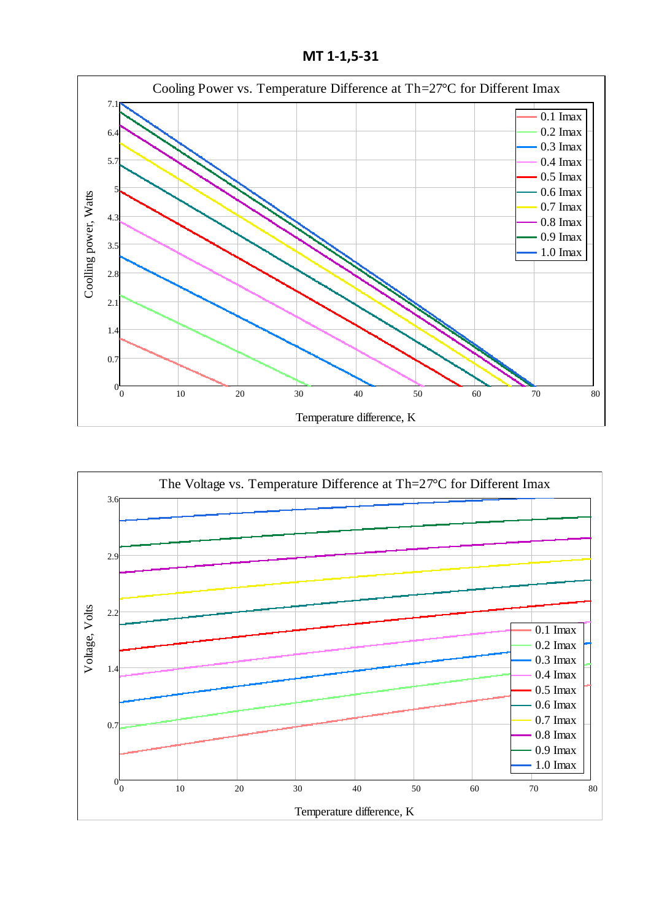# MT 1-1,5-31

Cooling Power vs. Temperature Difference at Th=27°C for Different Imax

Coolling power, Watts

Temperature difference, K

0.1 Imax, 0.2 Imax, 0.3 Imax, 0.4 Imax, 0.5 Imax, 0.6 Imax, 0.7 Imax, 0.8 Imax, 0.9 Imax, 1.0 Imax

The Voltage vs. Temperature Difference at Th=27°C for Different Imax

Voltage, Volts

Temperature difference, K

0.1 Imax, 0.2 Imax, 0.3 Imax, 0.4 Imax, 0.5 Imax, 0.6 Imax, 0.7 Imax, 0.8 Imax, 0.9 Imax, 1.0 Imax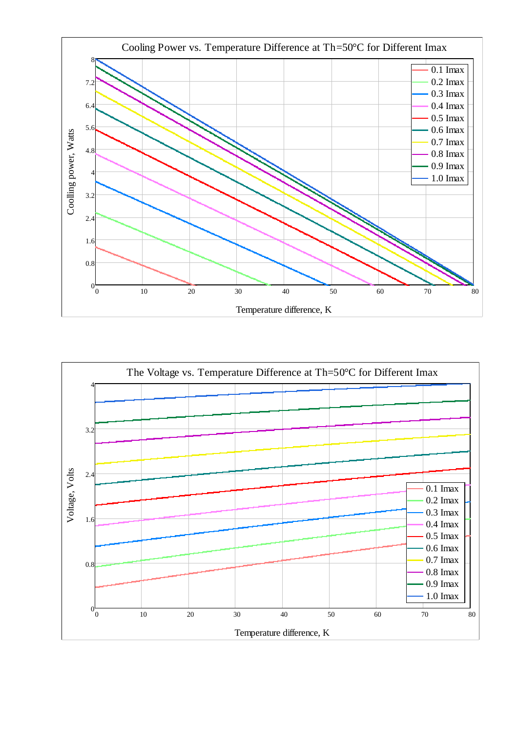Cooling Power vs. Temperature Difference at Th=50°C for Different Imax

Coolling power, Watts

0
0.8
1.6
2.4
3.2
4
4.8
5.6
6.4
7.2
8

Temperature difference, K

0
10
20
30
40
50
60
70
80

0.1 Imax
0.2 Imax
0.3 Imax
0.4 Imax
0.5 Imax
0.6 Imax
0.7 Imax
0.8 Imax
0.9 Imax
1.0 Imax

The Voltage vs. Temperature Difference at Th=50°C for Different Imax

Voltage, Volts

0
0.8
1.6
2.4
3.2
4

Temperature difference, K

0
10
20
30
40
50
60
70
80

0.1 Imax
0.2 Imax
0.3 Imax
0.4 Imax
0.5 Imax
0.6 Imax
0.7 Imax
0.8 Imax
0.9 Imax
1.0 Imax